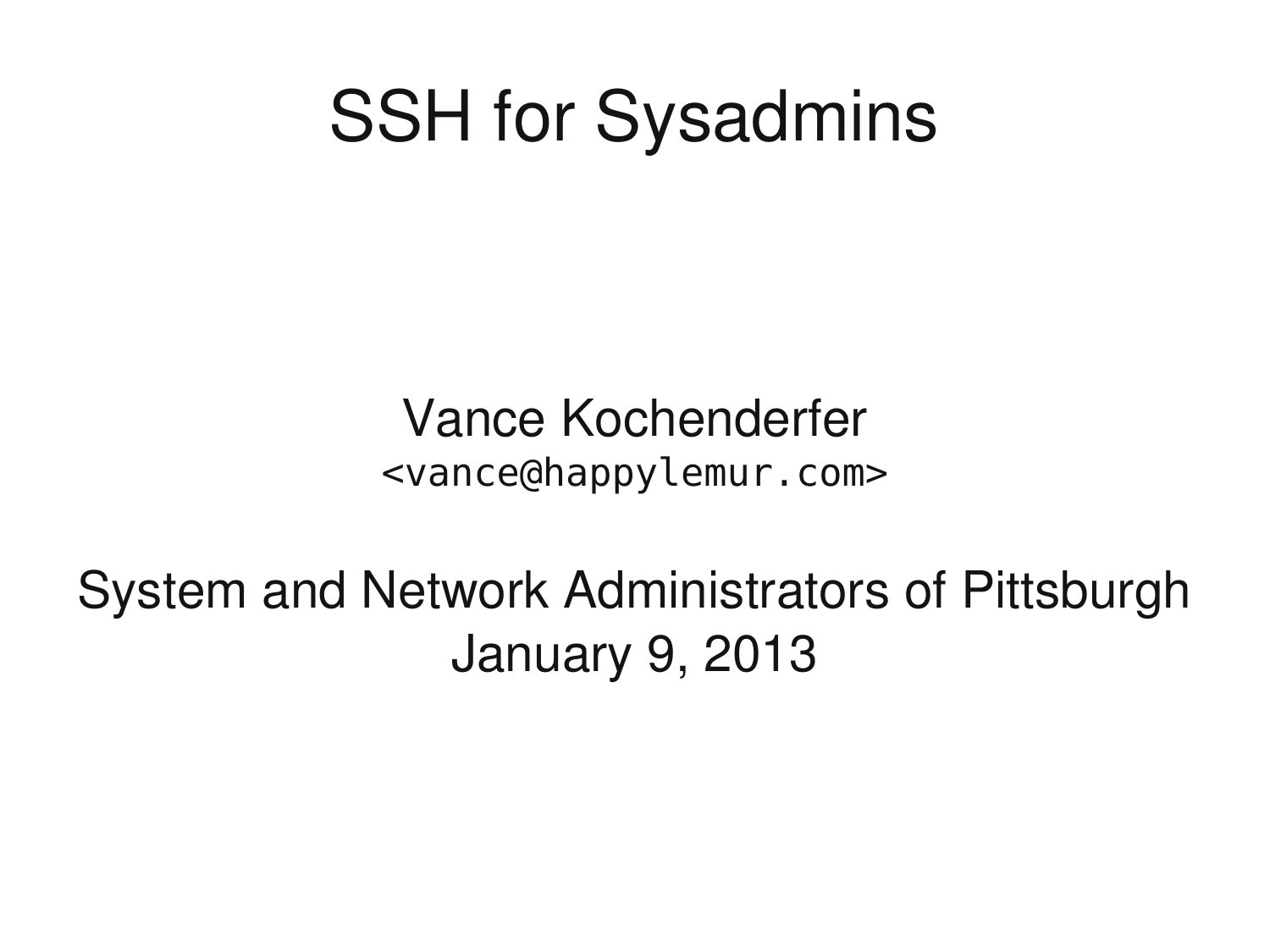# SSH for Sysadmins

Vance Kochenderfer
<vance@happylemur.com>

System and Network Administrators of Pittsburgh
January 9, 2013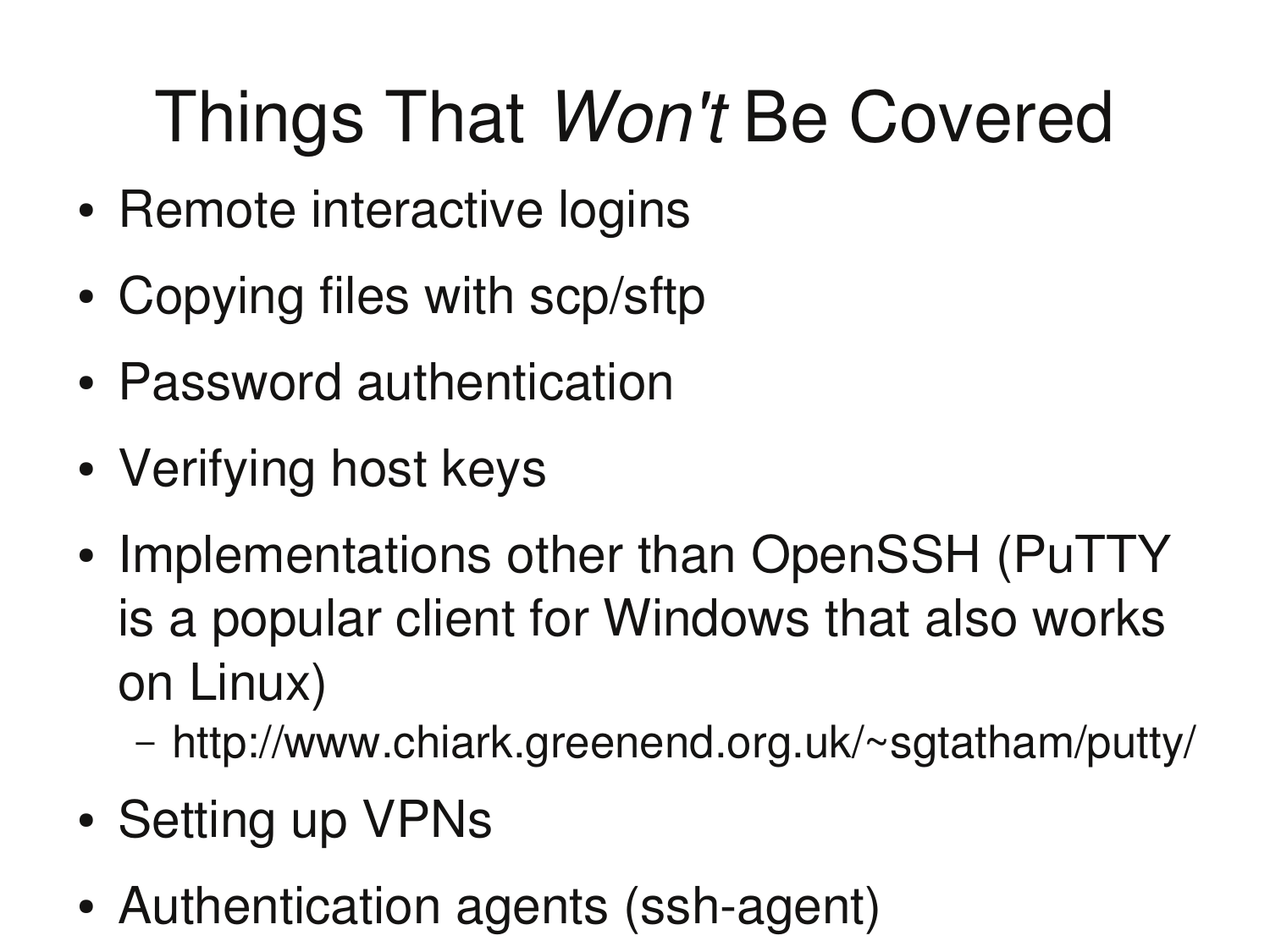# Things That *Won't* Be Covered

- Remote interactive logins
- Copying files with scp/sftp
- Password authentication
- Verifying host keys
- Implementations other than OpenSSH (PuTTY is a popular client for Windows that also works on Linux)
  - http://www.chiark.greenend.org.uk/~sgtatham/putty/
- Setting up VPNs
- Authentication agents (ssh-agent)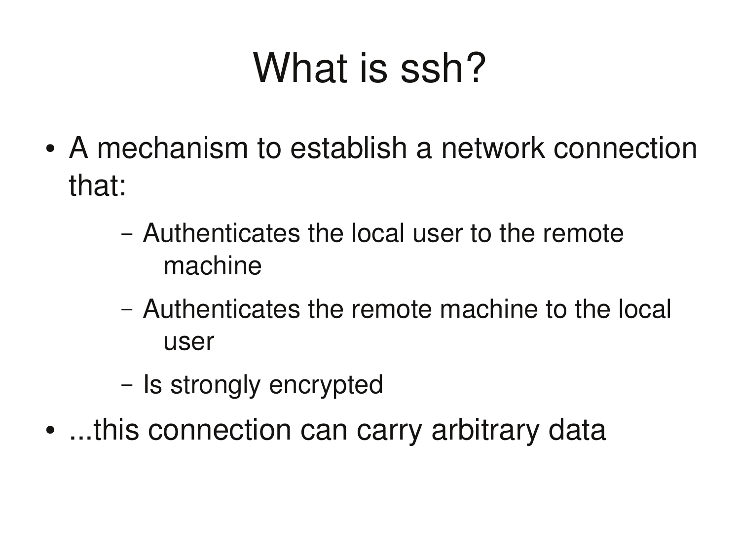# What is ssh?

- A mechanism to establish a network connection that:
  - Authenticates the local user to the remote machine
  - Authenticates the remote machine to the local user
  - Is strongly encrypted
- ...this connection can carry arbitrary data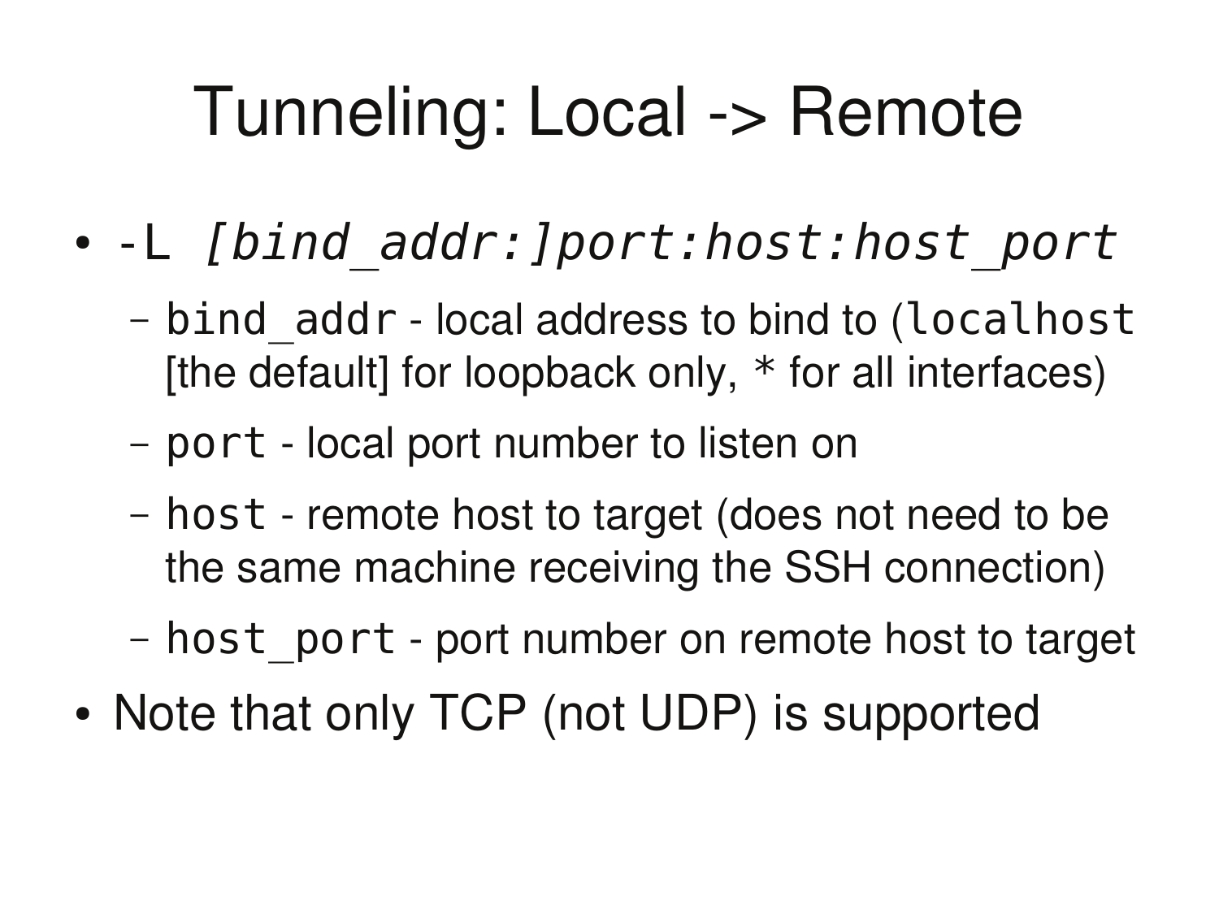# Tunneling: Local -> Remote

- `-L` *`[bind_addr:]port:host:host_port`*
  - `bind_addr` - local address to bind to (`localhost` [the default] for loopback only, * for all interfaces)
  - `port` - local port number to listen on
  - `host` - remote host to target (does not need to be the same machine receiving the SSH connection)
  - `host_port` - port number on remote host to target
- Note that only TCP (not UDP) is supported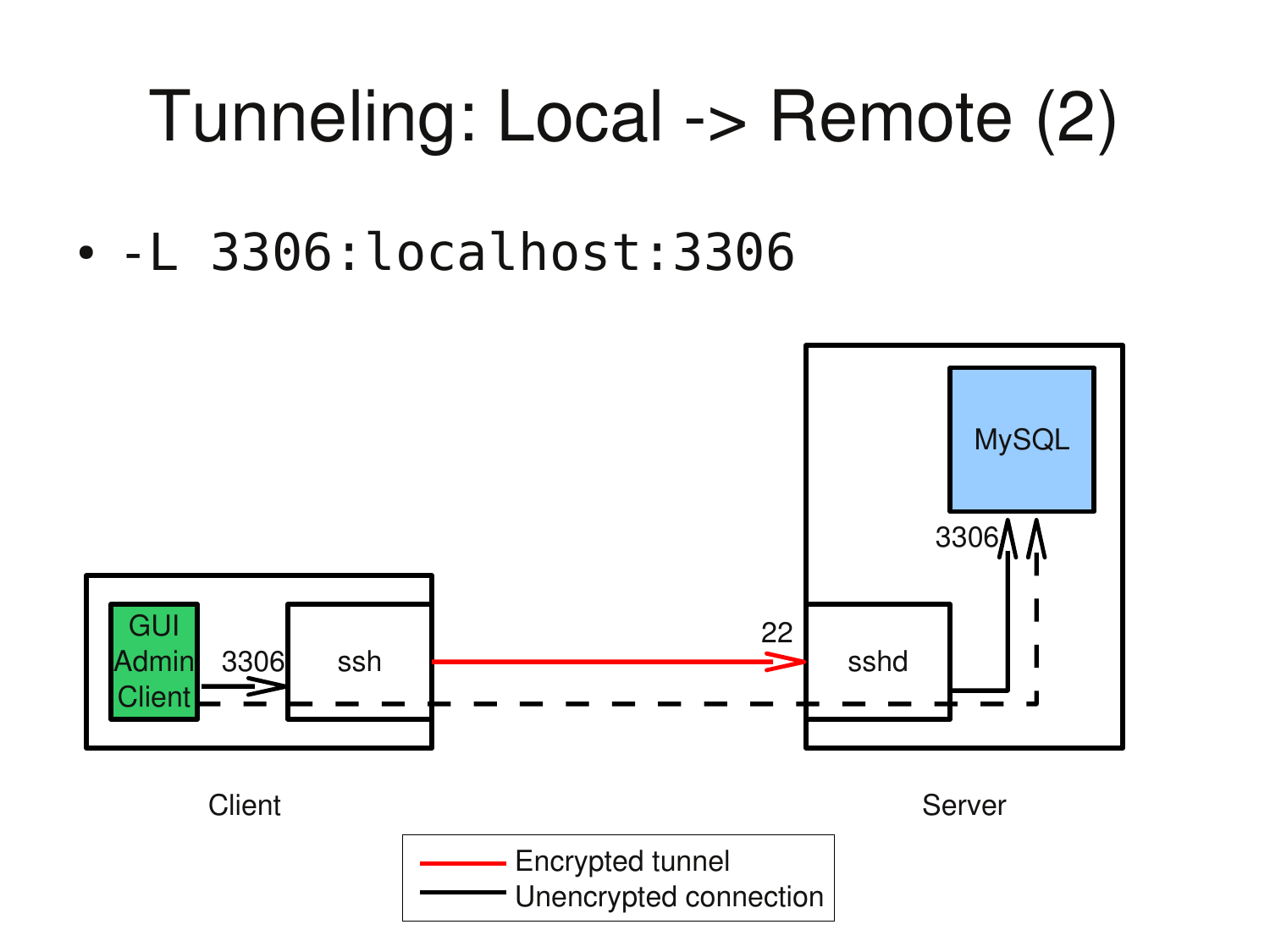# Tunneling: Local -> Remote (2)

- `-L 3306:localhost:3306`

Client

Server

GUI Admin Client

ssh

sshd

MySQL

3306

22

3306

Encrypted tunnel

Unencrypted connection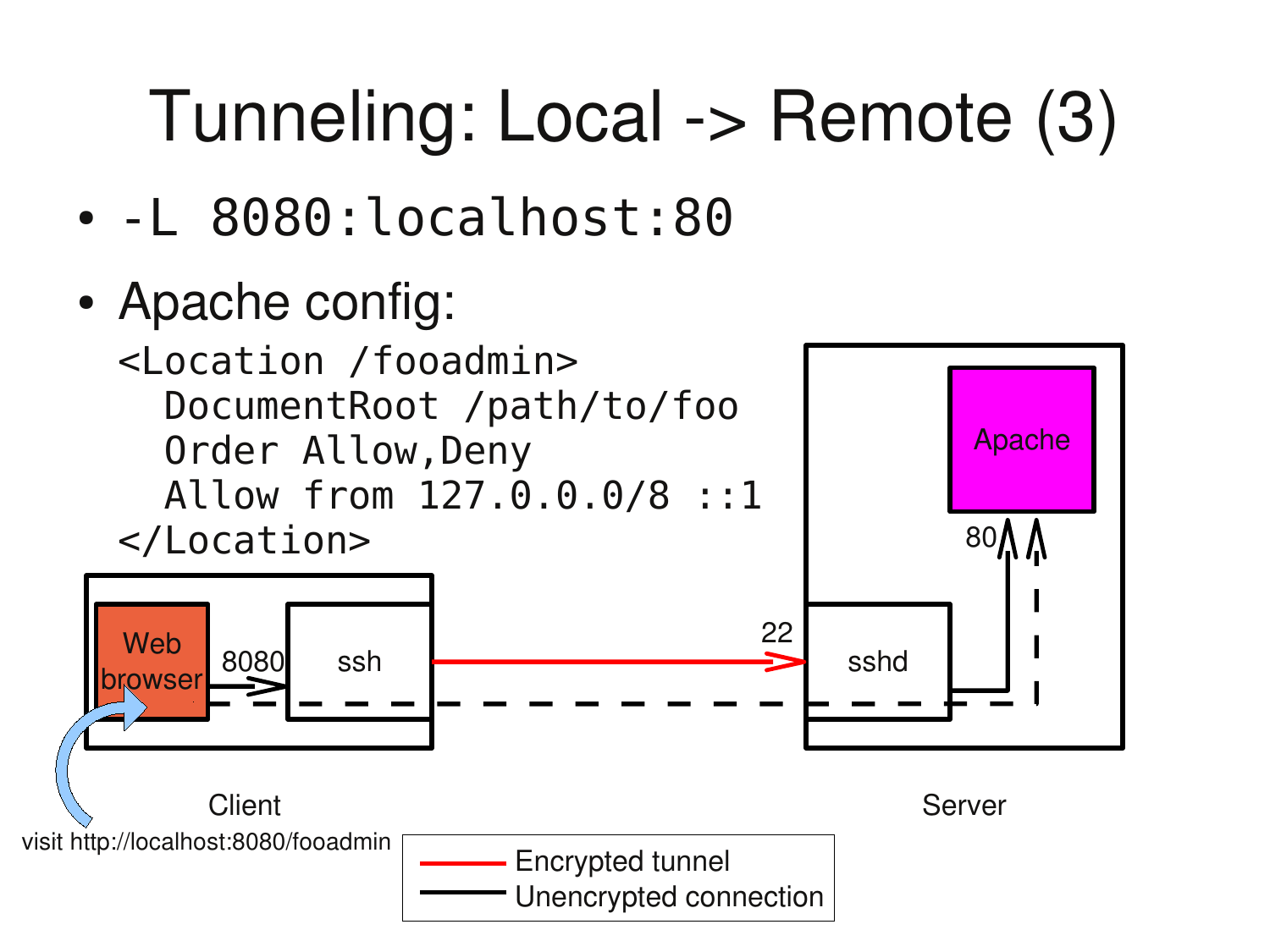# Tunneling: Local -> Remote (3)

- `-L 8080:localhost:80`
- Apache config:

```
<Location /fooadmin>
  DocumentRoot /path/to/foo
  Order Allow,Deny
  Allow from 127.0.0.0/8 ::1
</Location>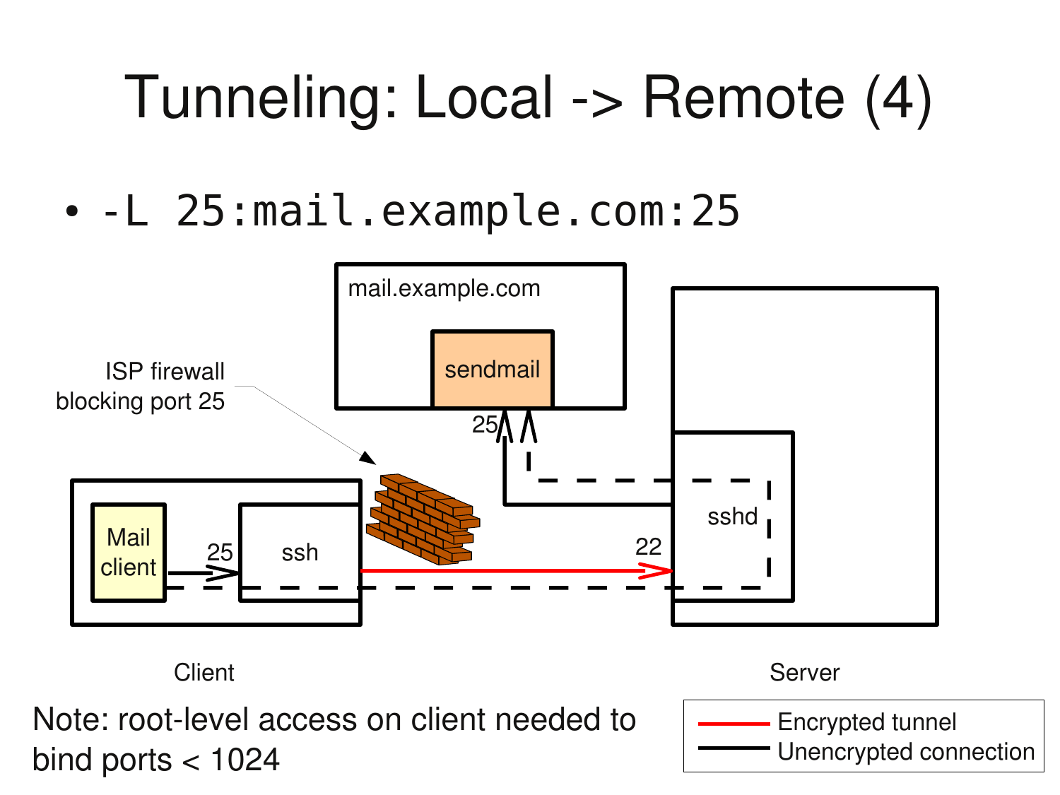# Tunneling: Local -> Remote (4)

- `-L 25:mail.example.com:25`

Note: root-level access on client needed to bind ports < 1024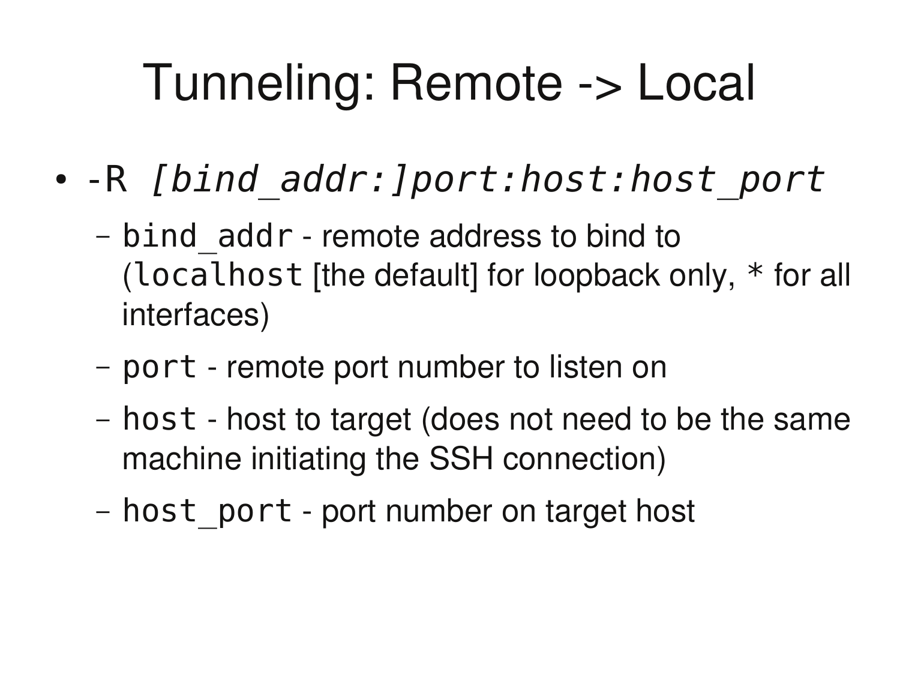# Tunneling: Remote -> Local

- `-R` *`[bind_addr:]port:host:host_port`*
  - `bind_addr` - remote address to bind to (`localhost` [the default] for loopback only, * for all interfaces)
  - `port` - remote port number to listen on
  - `host` - host to target (does not need to be the same machine initiating the SSH connection)
  - `host_port` - port number on target host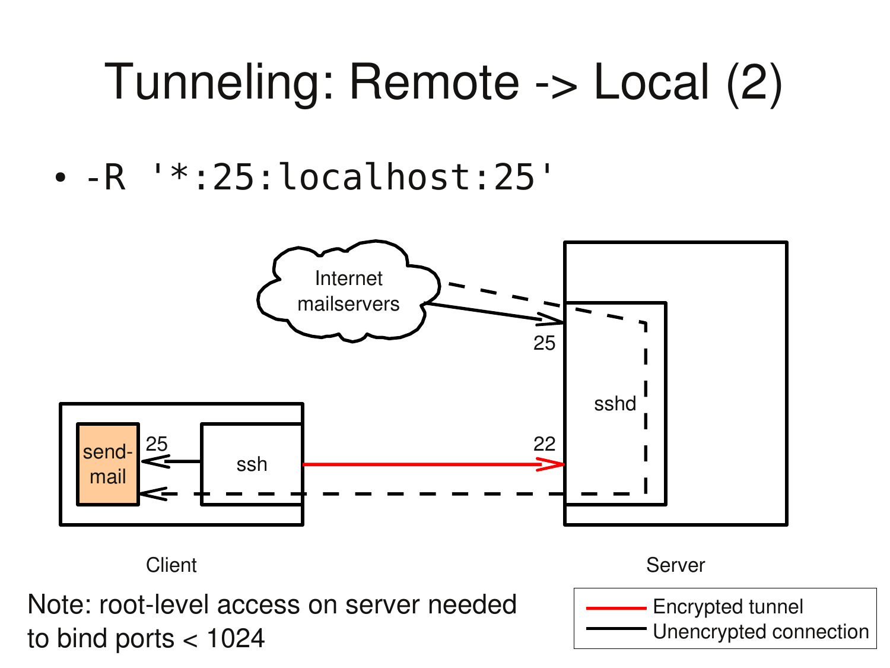# Tunneling: Remote -> Local (2)

- `-R '*:25:localhost:25'`

Note: root-level access on server needed to bind ports < 1024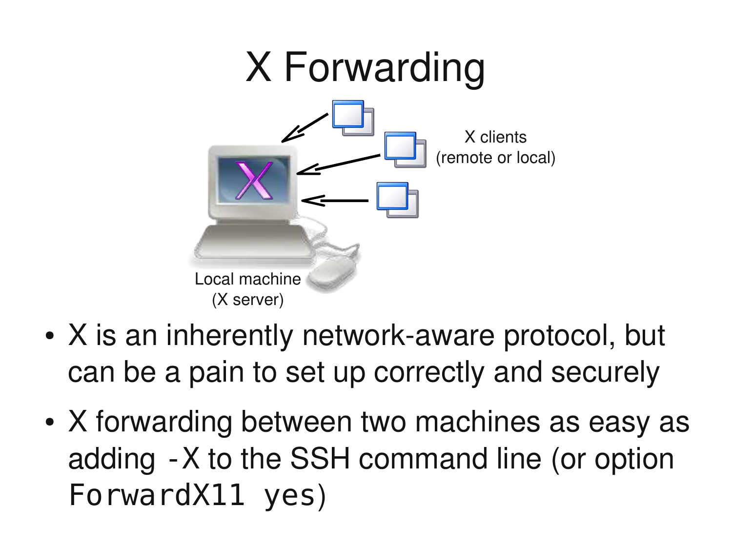# X Forwarding

X clients
(remote or local)

Local machine
(X server)

- X is an inherently network-aware protocol, but can be a pain to set up correctly and securely
- X forwarding between two machines as easy as adding `-X` to the SSH command line (or option `ForwardX11 yes`)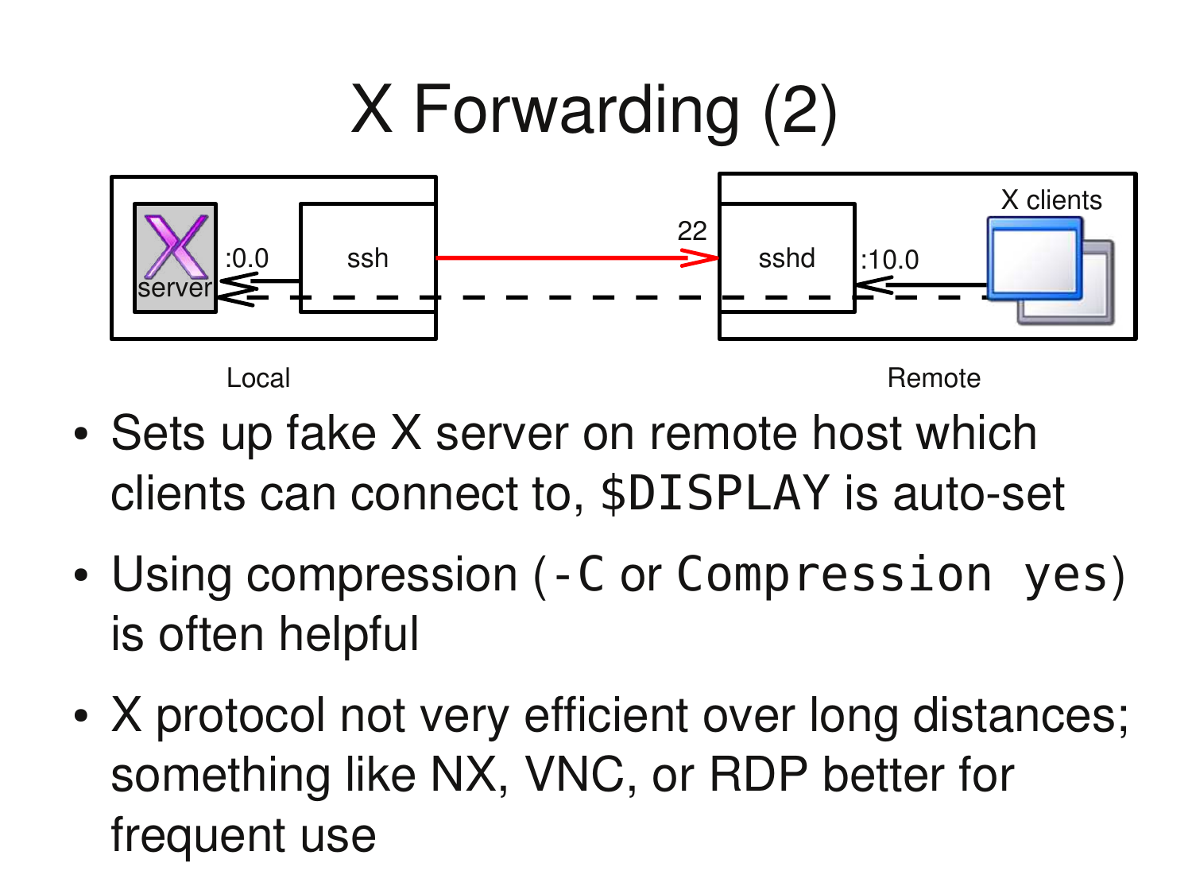# X Forwarding (2)

Local

Remote

- Sets up fake X server on remote host which clients can connect to, `$DISPLAY` is auto-set
- Using compression (`-C` or `Compression yes`) is often helpful
- X protocol not very efficient over long distances; something like NX, VNC, or RDP better for frequent use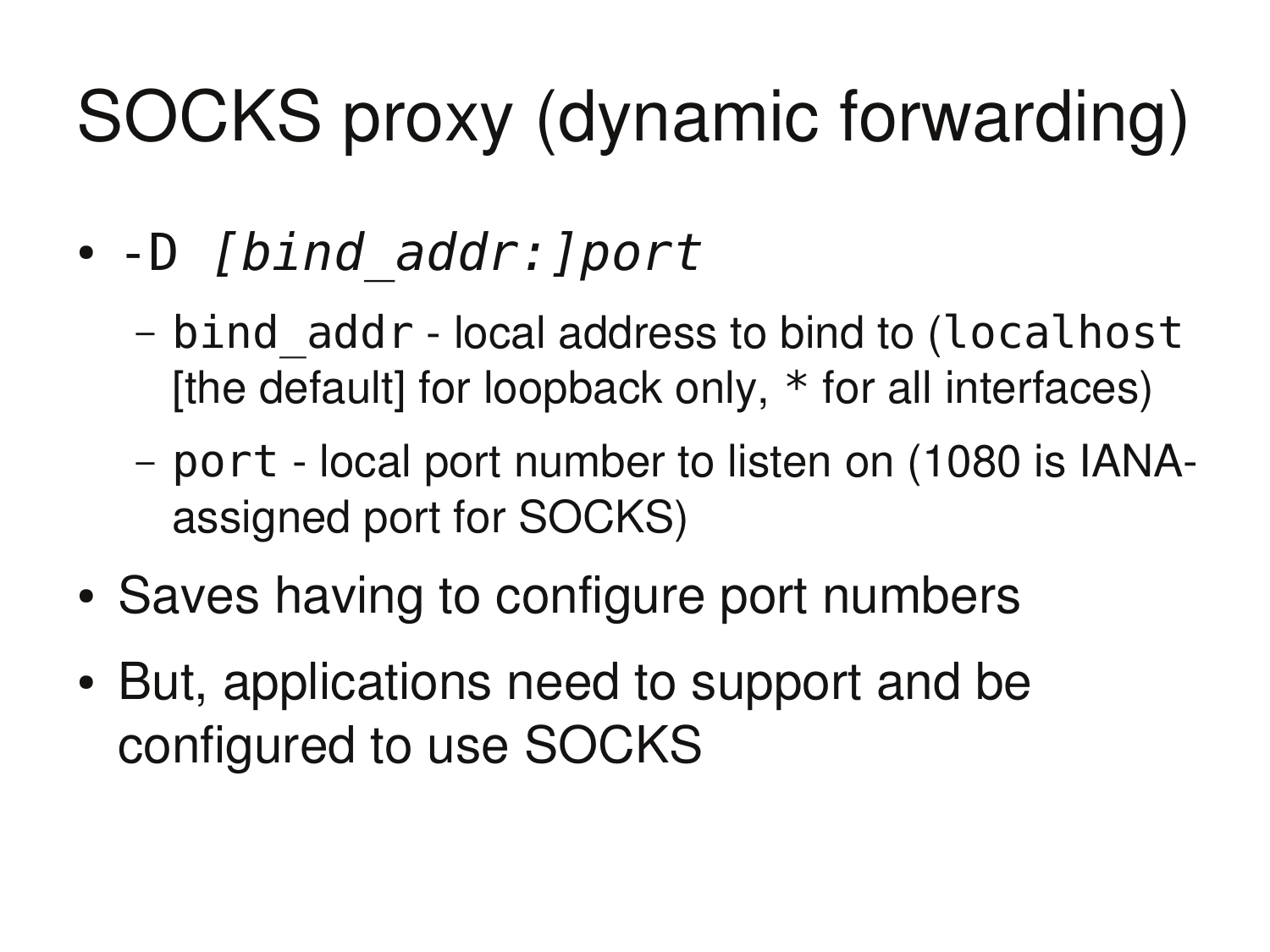# SOCKS proxy (dynamic forwarding)

- `-D` *`[bind_addr:]port`*
  - `bind_addr` - local address to bind to (`localhost` [the default] for loopback only, `*` for all interfaces)
  - `port` - local port number to listen on (1080 is IANA-assigned port for SOCKS)
- Saves having to configure port numbers
- But, applications need to support and be configured to use SOCKS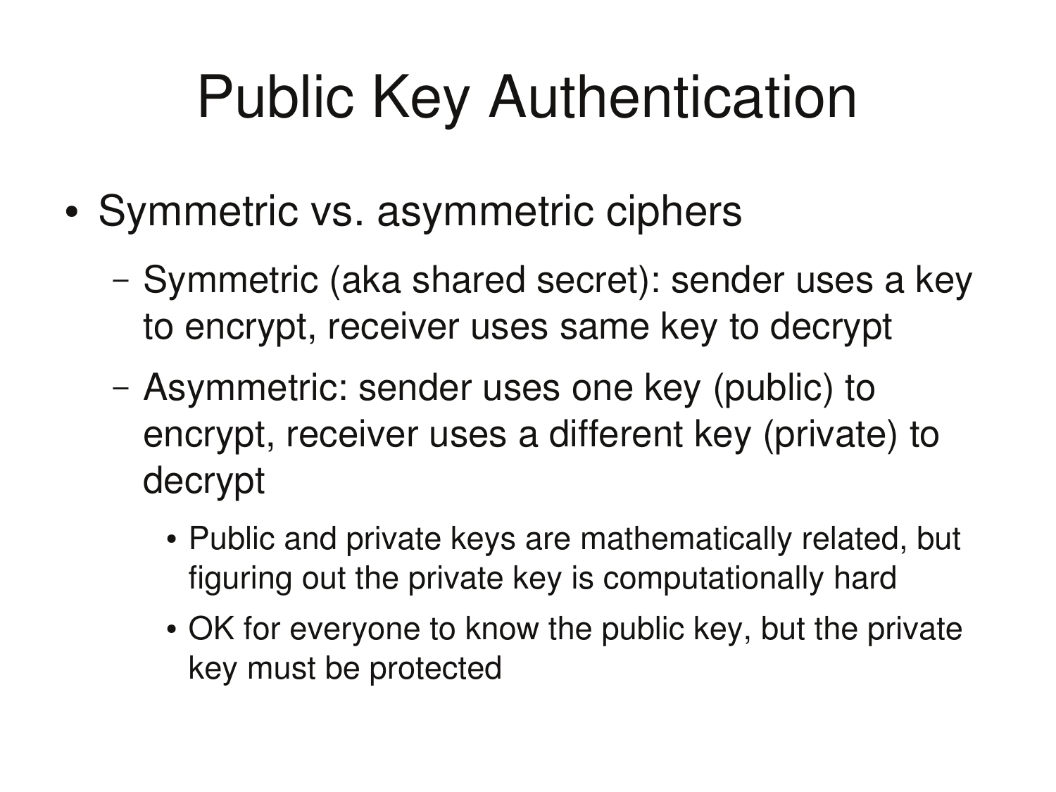# Public Key Authentication

- Symmetric vs. asymmetric ciphers
  - Symmetric (aka shared secret): sender uses a key to encrypt, receiver uses same key to decrypt
  - Asymmetric: sender uses one key (public) to encrypt, receiver uses a different key (private) to decrypt
    - Public and private keys are mathematically related, but figuring out the private key is computationally hard
    - OK for everyone to know the public key, but the private key must be protected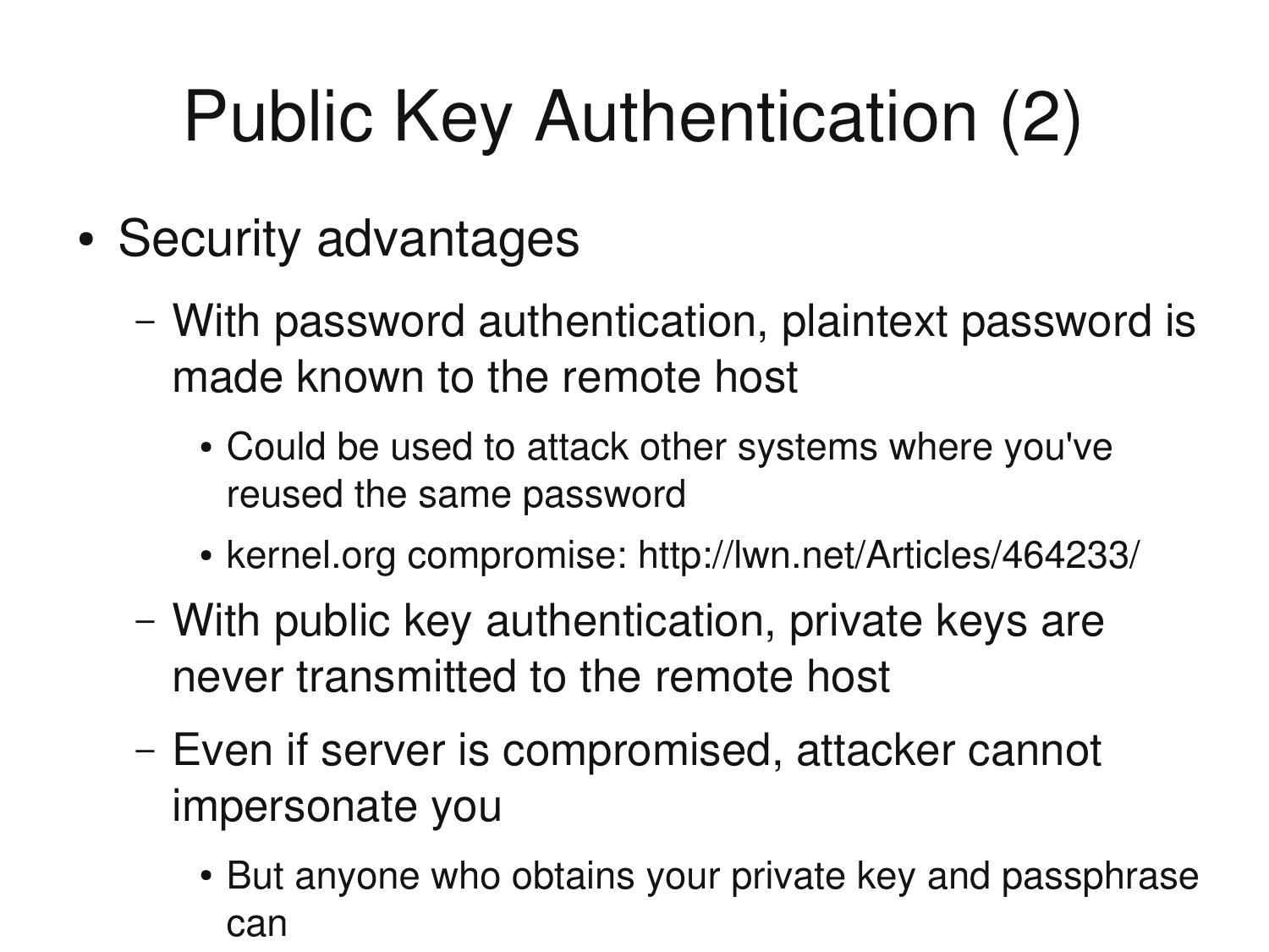# Public Key Authentication (2)

- Security advantages
  - With password authentication, plaintext password is made known to the remote host
    - Could be used to attack other systems where you've reused the same password
    - kernel.org compromise: http://lwn.net/Articles/464233/
  - With public key authentication, private keys are never transmitted to the remote host
  - Even if server is compromised, attacker cannot impersonate you
    - But anyone who obtains your private key and passphrase can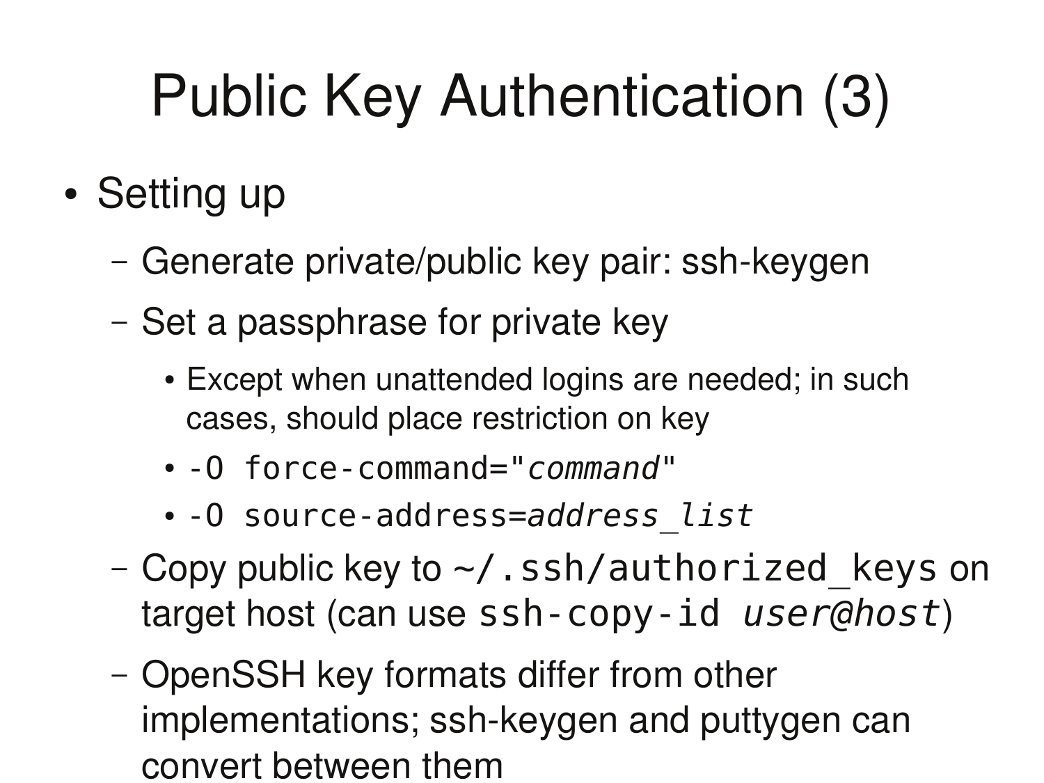# Public Key Authentication (3)

- Setting up
  - Generate private/public key pair: ssh-keygen
  - Set a passphrase for private key
    - Except when unattended logins are needed; in such cases, should place restriction on key
    - `-O force-command="`*`command`*`"`
    - `-O source-address=`*`address_list`*
  - Copy public key to `~/.ssh/authorized_keys` on target host (can use `ssh-copy-id` *`user@host`*)
  - OpenSSH key formats differ from other implementations; ssh-keygen and puttygen can convert between them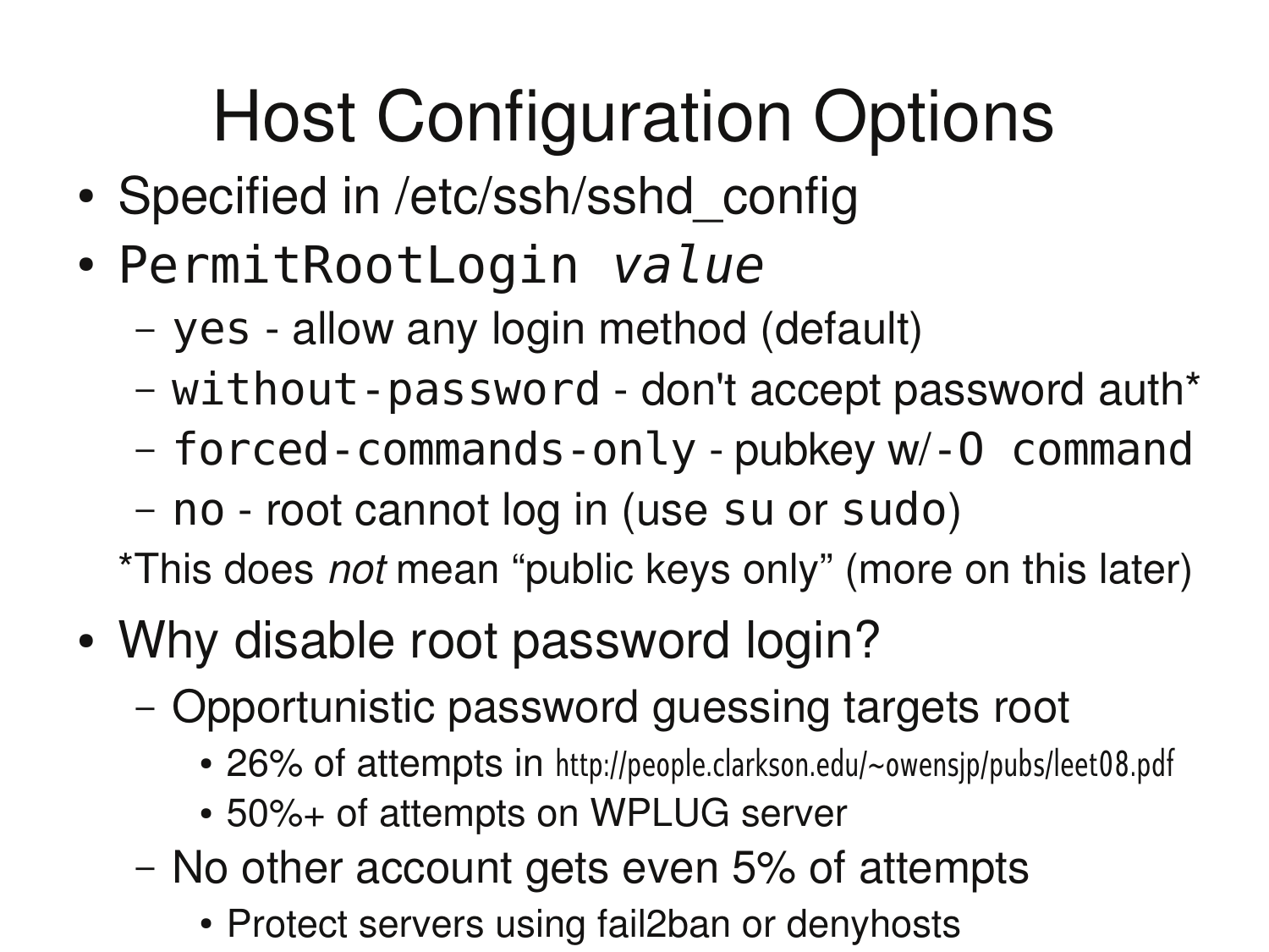# Host Configuration Options

- Specified in /etc/ssh/sshd_config
- `PermitRootLogin` *`value`*
  - `yes` - allow any login method (default)
  - `without-password` - don't accept password auth*
  - `forced-commands-only` - pubkey w/ `-O command`
  - `no` - root cannot log in (use `su` or `sudo`)

  *This does *not* mean "public keys only" (more on this later)
- Why disable root password login?
  - Opportunistic password guessing targets root
    - 26% of attempts in http://people.clarkson.edu/~owensjp/pubs/leet08.pdf
    - 50%+ of attempts on WPLUG server
  - No other account gets even 5% of attempts
    - Protect servers using fail2ban or denyhosts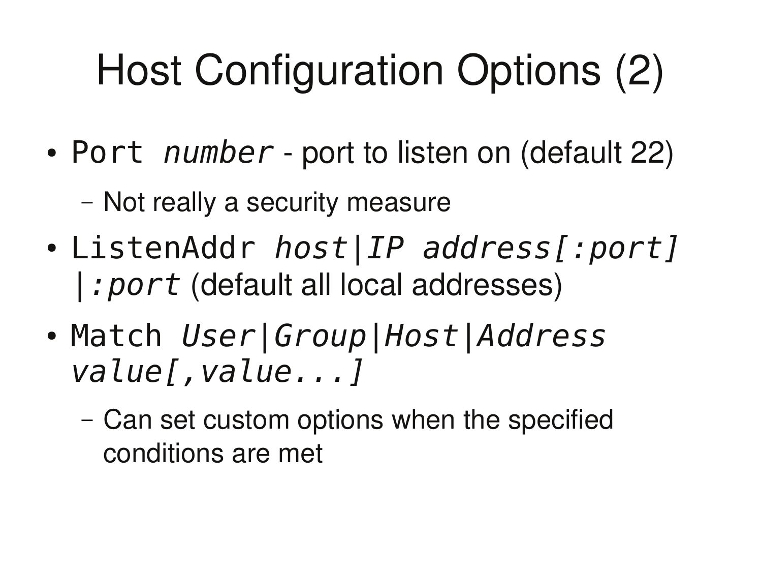# Host Configuration Options (2)

- `Port` *`number`* - port to listen on (default 22)
  - Not really a security measure
- `ListenAddr` *`host|IP address[:port] |:port`* (default all local addresses)
- `Match` *`User|Group|Host|Address value[,value...]`*
  - Can set custom options when the specified conditions are met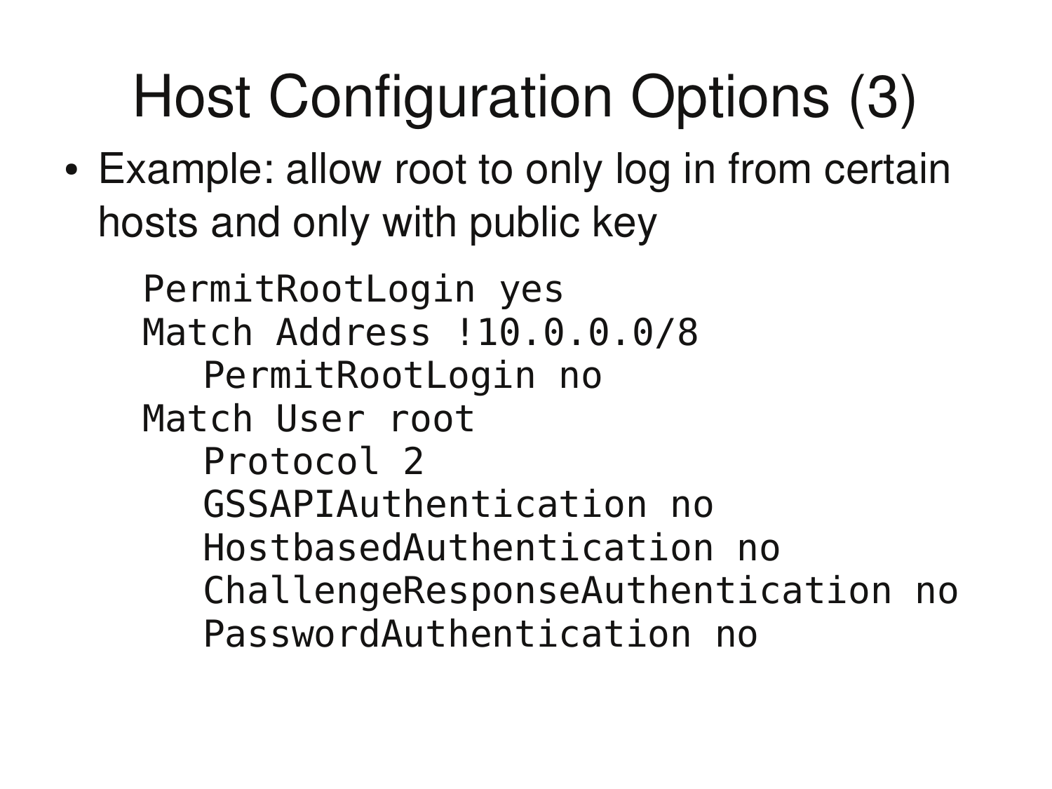# Host Configuration Options (3)

- Example: allow root to only log in from certain hosts and only with public key

```
PermitRootLogin yes
Match Address !10.0.0.0/8
   PermitRootLogin no
Match User root
   Protocol 2
   GSSAPIAuthentication no
   HostbasedAuthentication no
   ChallengeResponseAuthentication no
   PasswordAuthentication no
```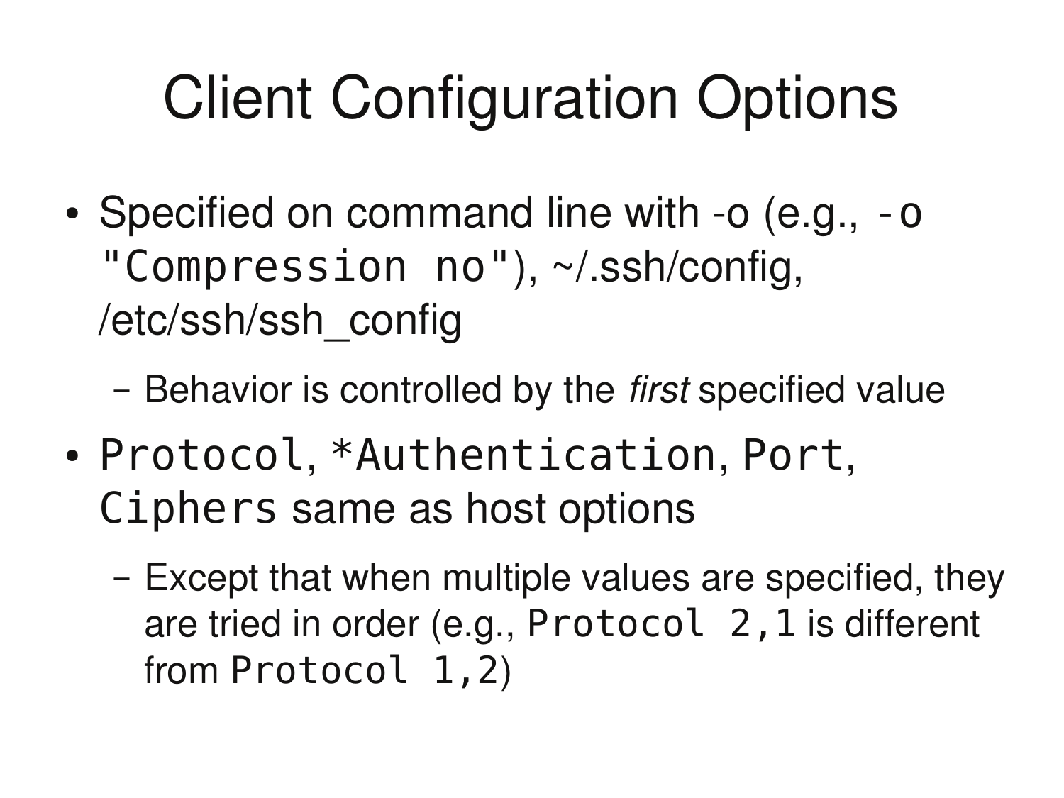# Client Configuration Options

- Specified on command line with -o (e.g., `-o "Compression no"`), ~/.ssh/config, /etc/ssh/ssh_config
  - Behavior is controlled by the *first* specified value
- `Protocol`, `*Authentication`, `Port`, `Ciphers` same as host options
  - Except that when multiple values are specified, they are tried in order (e.g., `Protocol 2,1` is different from `Protocol 1,2`)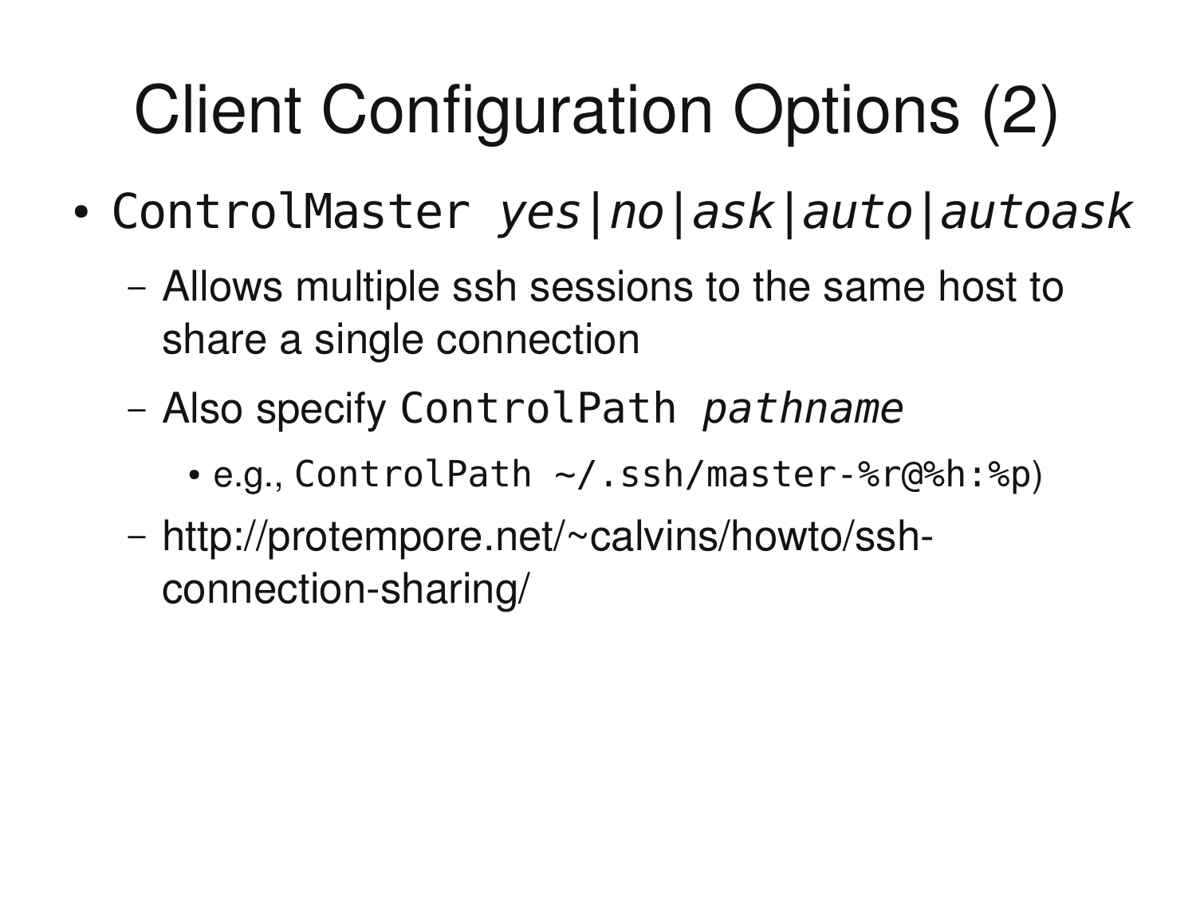# Client Configuration Options (2)

- `ControlMaster` *`yes|no|ask|auto|autoask`*
  - Allows multiple ssh sessions to the same host to share a single connection
  - Also specify `ControlPath` *`pathname`*
    - e.g., `ControlPath ~/.ssh/master-%r@%h:%p`)
  - http://protempore.net/~calvins/howto/ssh-connection-sharing/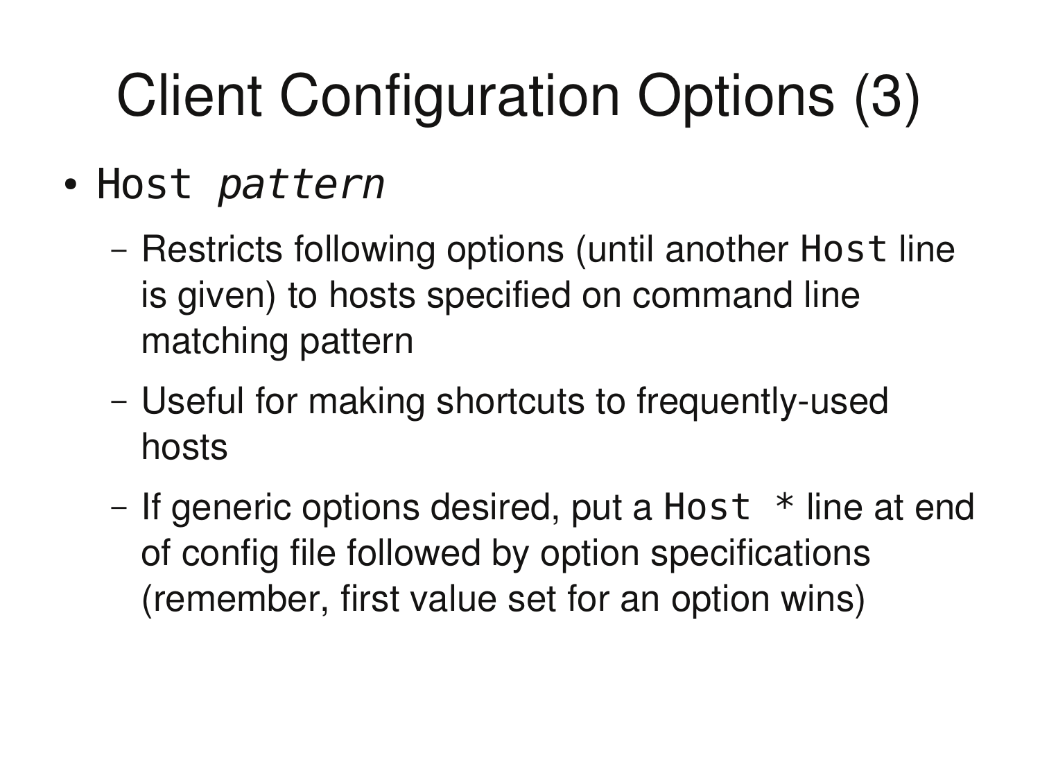# Client Configuration Options (3)

- `Host` *`pattern`*
  - Restricts following options (until another `Host` line is given) to hosts specified on command line matching pattern
  - Useful for making shortcuts to frequently-used hosts
  - If generic options desired, put a `Host *` line at end of config file followed by option specifications (remember, first value set for an option wins)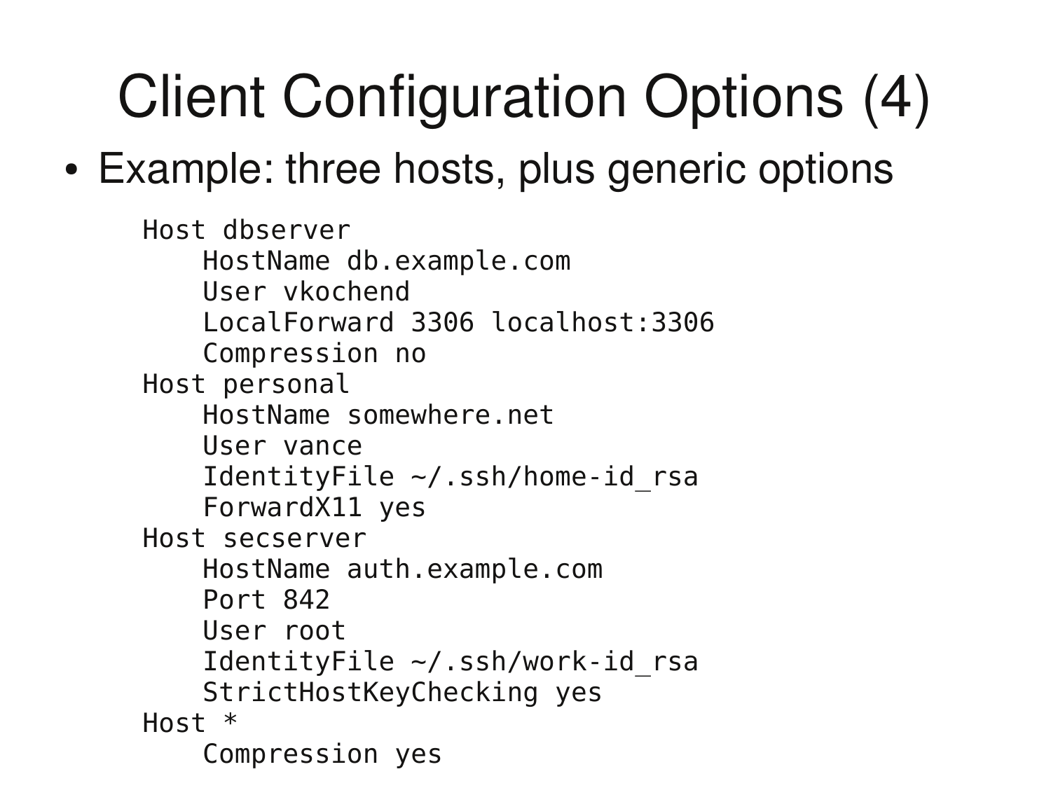# Client Configuration Options (4)

- Example: three hosts, plus generic options

```
Host dbserver
    HostName db.example.com
    User vkochend
    LocalForward 3306 localhost:3306
    Compression no
Host personal
    HostName somewhere.net
    User vance
    IdentityFile ~/.ssh/home-id_rsa
    ForwardX11 yes
Host secserver
    HostName auth.example.com
    Port 842
    User root
    IdentityFile ~/.ssh/work-id_rsa
    StrictHostKeyChecking yes
Host *
    Compression yes
```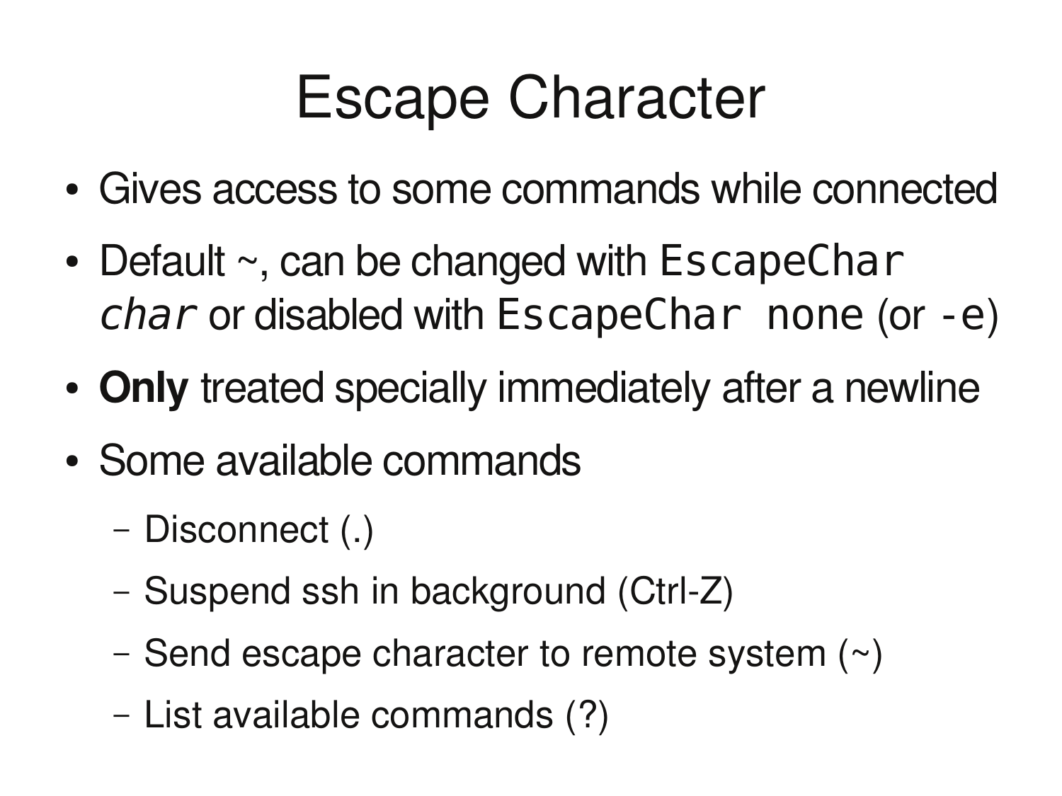# Escape Character

- Gives access to some commands while connected
- Default ~, can be changed with `EscapeChar` *`char`* or disabled with `EscapeChar none` (or `-e`)
- **Only** treated specially immediately after a newline
- Some available commands
  - Disconnect (.)
  - Suspend ssh in background (Ctrl-Z)
  - Send escape character to remote system (~)
  - List available commands (?)